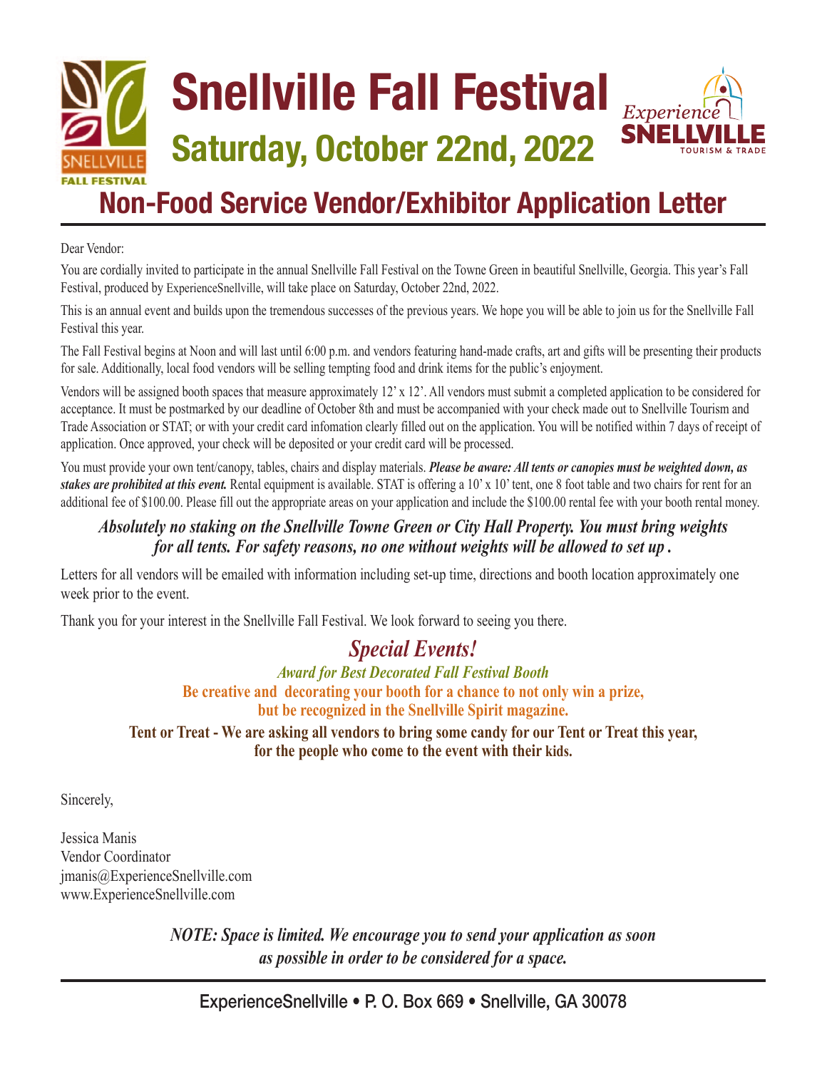# Snellville Fall Festival

## Saturday, October 22nd, 2022

# Non-Food Service Vendor/Exhibitor Application Letter

Dear Vendor:

You are cordially invited to participate in the annual Snellville Fall Festival on the Towne Green in beautiful Snellville, Georgia. This year's Fall Festival, produced by ExperienceSnellville, will take place on Saturday, October 22nd, 2022.

This is an annual event and builds upon the tremendous successes of the previous years. We hope you will be able to join us for the Snellville Fall Festival this year.

The Fall Festival begins at Noon and will last until 6:00 p.m. and vendors featuring hand-made crafts, art and gifts will be presenting their products for sale. Additionally, local food vendors will be selling tempting food and drink items for the public's enjoyment.

Vendors will be assigned booth spaces that measure approximately 12' x 12'. All vendors must submit a completed application to be considered for acceptance. It must be postmarked by our deadline of October 8th and must be accompanied with your check made out to Snellville Tourism and Trade Association or STAT; or with your credit card infomation clearly filled out on the application. You will be notified within 7 days of receipt of application. Once approved, your check will be deposited or your credit card will be processed.

You must provide your own tent/canopy, tables, chairs and display materials. ***Please be aware: All tents or canopies must be weighted down, as stakes are prohibited at this event.*** Rental equipment is available. STAT is offering a 10' x 10' tent, one 8 foot table and two chairs for rent for an additional fee of $100.00. Please fill out the appropriate areas on your application and include the $100.00 rental fee with your booth rental money.

***Absolutely no staking on the Snellville Towne Green or City Hall Property. You must bring weights for all tents. For safety reasons, no one without weights will be allowed to set up .***

Letters for all vendors will be emailed with information including set-up time, directions and booth location approximately one week prior to the event.

Thank you for your interest in the Snellville Fall Festival. We look forward to seeing you there.

## *Special Events!*

***Award for Best Decorated Fall Festival Booth***

**Be creative and decorating your booth for a chance to not only win a prize, but be recognized in the Snellville Spirit magazine.**

**Tent or Treat - We are asking all vendors to bring some candy for our Tent or Treat this year, for the people who come to the event with their kids.**

Sincerely,

Jessica Manis
Vendor Coordinator
jmanis@ExperienceSnellville.com
www.ExperienceSnellville.com

***NOTE: Space is limited. We encourage you to send your application as soon as possible in order to be considered for a space.***

ExperienceSnellville • P. O. Box 669 • Snellville, GA 30078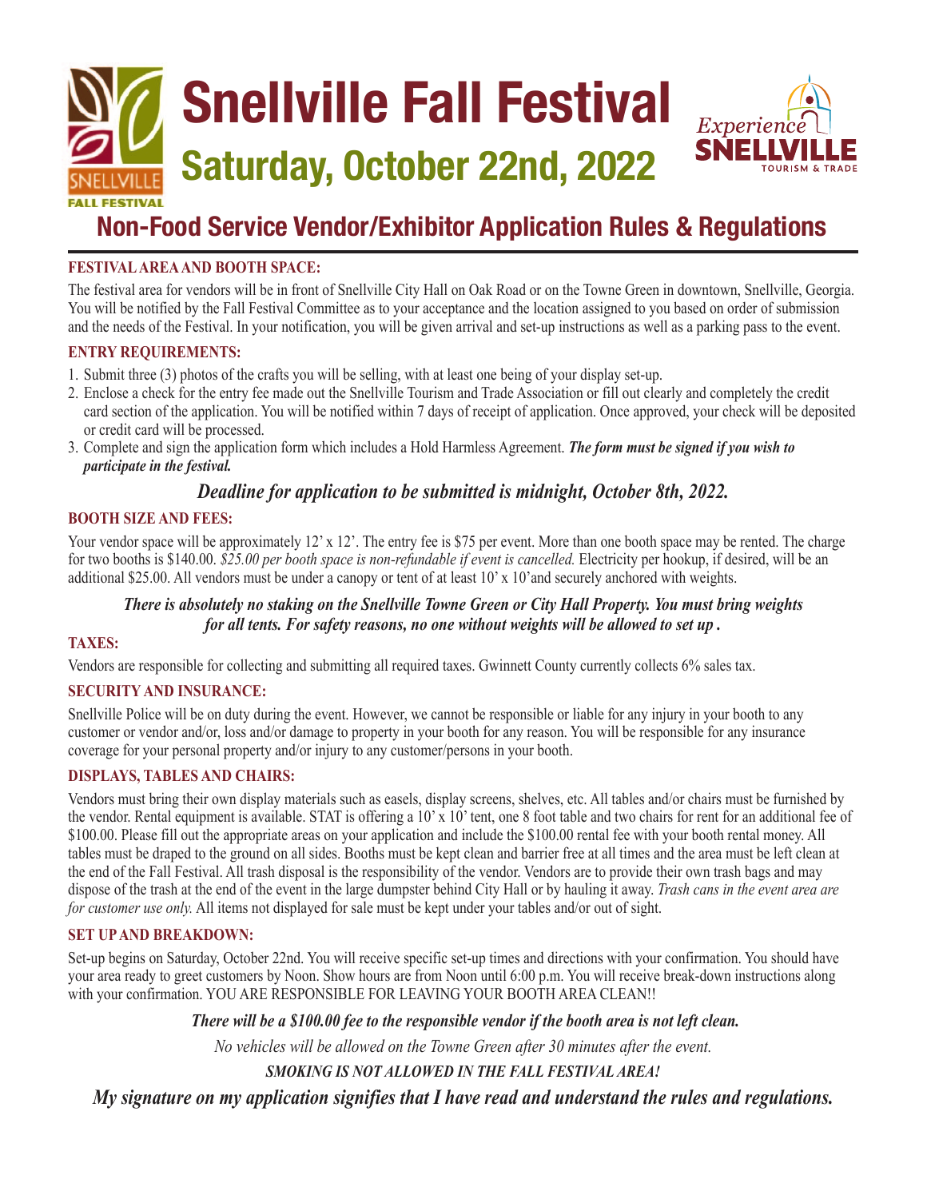# Snellville Fall Festival

## Saturday, October 22nd, 2022

Experience SNELLVILLE TOURISM & TRADE

## Non-Food Service Vendor/Exhibitor Application Rules & Regulations

### FESTIVAL AREA AND BOOTH SPACE:

The festival area for vendors will be in front of Snellville City Hall on Oak Road or on the Towne Green in downtown, Snellville, Georgia. You will be notified by the Fall Festival Committee as to your acceptance and the location assigned to you based on order of submission and the needs of the Festival. In your notification, you will be given arrival and set-up instructions as well as a parking pass to the event.

### ENTRY REQUIREMENTS:

1. Submit three (3) photos of the crafts you will be selling, with at least one being of your display set-up.
2. Enclose a check for the entry fee made out the Snellville Tourism and Trade Association or fill out clearly and completely the credit card section of the application. You will be notified within 7 days of receipt of application. Once approved, your check will be deposited or credit card will be processed.
3. Complete and sign the application form which includes a Hold Harmless Agreement. ***The form must be signed if you wish to participate in the festival.***

***Deadline for application to be submitted is midnight, October 8th, 2022.***

### BOOTH SIZE AND FEES:

Your vendor space will be approximately 12' x 12'. The entry fee is $75 per event. More than one booth space may be rented. The charge for two booths is $140.00. *$25.00 per booth space is non-refundable if event is cancelled.* Electricity per hookup, if desired, will be an additional $25.00. All vendors must be under a canopy or tent of at least 10' x 10'and securely anchored with weights.

***There is absolutely no staking on the Snellville Towne Green or City Hall Property. You must bring weights for all tents. For safety reasons, no one without weights will be allowed to set up .***

### TAXES:

Vendors are responsible for collecting and submitting all required taxes. Gwinnett County currently collects 6% sales tax.

### SECURITY AND INSURANCE:

Snellville Police will be on duty during the event. However, we cannot be responsible or liable for any injury in your booth to any customer or vendor and/or, loss and/or damage to property in your booth for any reason. You will be responsible for any insurance coverage for your personal property and/or injury to any customer/persons in your booth.

### DISPLAYS, TABLES AND CHAIRS:

Vendors must bring their own display materials such as easels, display screens, shelves, etc. All tables and/or chairs must be furnished by the vendor. Rental equipment is available. STAT is offering a 10' x 10' tent, one 8 foot table and two chairs for rent for an additional fee of $100.00. Please fill out the appropriate areas on your application and include the $100.00 rental fee with your booth rental money. All tables must be draped to the ground on all sides. Booths must be kept clean and barrier free at all times and the area must be left clean at the end of the Fall Festival. All trash disposal is the responsibility of the vendor. Vendors are to provide their own trash bags and may dispose of the trash at the end of the event in the large dumpster behind City Hall or by hauling it away. *Trash cans in the event area are for customer use only.* All items not displayed for sale must be kept under your tables and/or out of sight.

### SET UP AND BREAKDOWN:

Set-up begins on Saturday, October 22nd. You will receive specific set-up times and directions with your confirmation. You should have your area ready to greet customers by Noon. Show hours are from Noon until 6:00 p.m. You will receive break-down instructions along with your confirmation. YOU ARE RESPONSIBLE FOR LEAVING YOUR BOOTH AREA CLEAN!!

***There will be a $100.00 fee to the responsible vendor if the booth area is not left clean.***

*No vehicles will be allowed on the Towne Green after 30 minutes after the event.*

***SMOKING IS NOT ALLOWED IN THE FALL FESTIVAL AREA!***

***My signature on my application signifies that I have read and understand the rules and regulations.***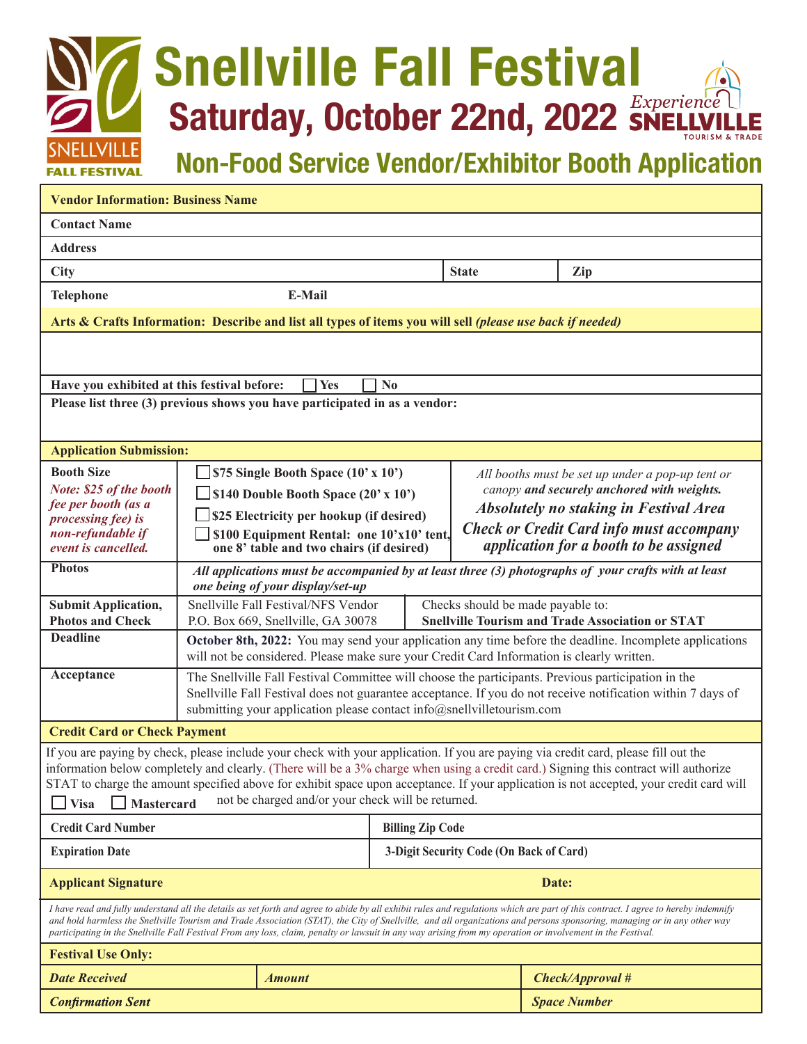# Snellville Fall Festival

## Saturday, October 22nd, 2022

## Non-Food Service Vendor/Exhibitor Booth Application

**Vendor Information: Business Name**

**Contact Name**

**Address**

| **City** | **State** | **Zip** |
|---|---|---|

**Telephone** **E-Mail**

**Arts & Crafts Information: Describe and list all types of items you will sell** ***(please use back if needed)***

**Have you exhibited at this festival before:** ☐ **Yes** ☐ **No**

**Please list three (3) previous shows you have participated in as a vendor:**

**Application Submission:**

| | | |
|---|---|---|
| **Booth Size** *Note: $25 of the booth fee per booth (as a processing fee) is non-refundable if event is cancelled.* | ☐ **$75 Single Booth Space (10' x 10')** ☐ **$140 Double Booth Space (20' x 10')** ☐ **$25 Electricity per hookup (if desired)** ☐ **$100 Equipment Rental: one 10'x10' tent, one 8' table and two chairs (if desired)** | *All booths must be set up under a pop-up tent or canopy* ***and securely anchored with weights.*** ***Absolutely no staking in Festival Area*** ***Check or Credit Card info must accompany application for a booth to be assigned*** |
| **Photos** | ***All applications must be accompanied by at least three (3) photographs of your crafts with at least one being of your display/set-up*** | |
| **Submit Application, Photos and Check** | Snellville Fall Festival/NFS Vendor P.O. Box 669, Snellville, GA 30078 | Checks should be made payable to: **Snellville Tourism and Trade Association or STAT** |
| **Deadline** | **October 8th, 2022:** You may send your application any time before the deadline. Incomplete applications will not be considered. Please make sure your Credit Card Information is clearly written. | |
| **Acceptance** | The Snellville Fall Festival Committee will choose the participants. Previous participation in the Snellville Fall Festival does not guarantee acceptance. If you do not receive notification within 7 days of submitting your application please contact info@snellvilletourism.com | |

**Credit Card or Check Payment**

If you are paying by check, please include your check with your application. If you are paying via credit card, please fill out the information below completely and clearly. (There will be a 3% charge when using a credit card.) Signing this contract will authorize STAT to charge the amount specified above for exhibit space upon acceptance. If your application is not accepted, your credit card will not be charged and/or your check will be returned.

☐ **Visa** ☐ **Mastercard**

| | |
|---|---|
| **Credit Card Number** | **Billing Zip Code** |
| **Expiration Date** | **3-Digit Security Code (On Back of Card)** |

**Applicant Signature** **Date:**

*I have read and fully understand all the details as set forth and agree to abide by all exhibit rules and regulations which are part of this contract. I agree to hereby indemnify and hold harmless the Snellville Tourism and Trade Association (STAT), the City of Snellville, and all organizations and persons sponsoring, managing or in any other way participating in the Snellville Fall Festival From any loss, claim, penalty or lawsuit in any way arising from my operation or involvement in the Festival.*

**Festival Use Only:**

| | | |
|---|---|---|
| ***Date Received*** | ***Amount*** | ***Check/Approval #*** |
| ***Confirmation Sent*** | | ***Space Number*** |